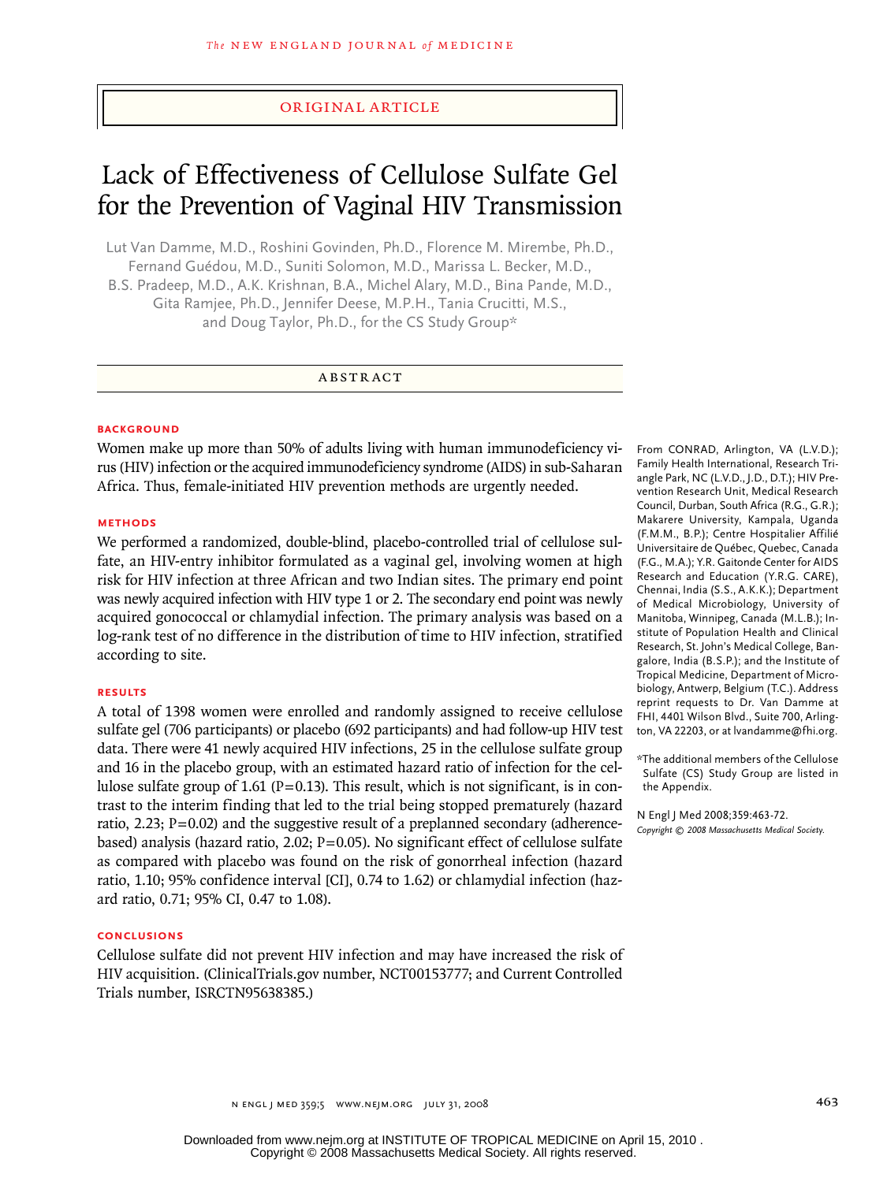ORIGINAL ARTICLE

# Lack of Effectiveness of Cellulose Sulfate Gel for the Prevention of Vaginal HIV Transmission

Lut Van Damme, M.D., Roshini Govinden, Ph.D., Florence M. Mirembe, Ph.D., Fernand Guédou, M.D., Suniti Solomon, M.D., Marissa L. Becker, M.D., B.S. Pradeep, M.D., A.K. Krishnan, B.A., Michel Alary, M.D., Bina Pande, M.D., Gita Ramjee, Ph.D., Jennifer Deese, M.P.H., Tania Crucitti, M.S., and Doug Taylor, Ph.D., for the CS Study Group*

## ABSTRACT

### BACKGROUND

Women make up more than 50% of adults living with human immunodeficiency virus (HIV) infection or the acquired immunodeficiency syndrome (AIDS) in sub-Saharan Africa. Thus, female-initiated HIV prevention methods are urgently needed.

### METHODS

We performed a randomized, double-blind, placebo-controlled trial of cellulose sulfate, an HIV-entry inhibitor formulated as a vaginal gel, involving women at high risk for HIV infection at three African and two Indian sites. The primary end point was newly acquired infection with HIV type 1 or 2. The secondary end point was newly acquired gonococcal or chlamydial infection. The primary analysis was based on a log-rank test of no difference in the distribution of time to HIV infection, stratified according to site.

### RESULTS

A total of 1398 women were enrolled and randomly assigned to receive cellulose sulfate gel (706 participants) or placebo (692 participants) and had follow-up HIV test data. There were 41 newly acquired HIV infections, 25 in the cellulose sulfate group and 16 in the placebo group, with an estimated hazard ratio of infection for the cellulose sulfate group of 1.61 (P=0.13). This result, which is not significant, is in contrast to the interim finding that led to the trial being stopped prematurely (hazard ratio, 2.23; P=0.02) and the suggestive result of a preplanned secondary (adherence-based) analysis (hazard ratio, 2.02; P=0.05). No significant effect of cellulose sulfate as compared with placebo was found on the risk of gonorrheal infection (hazard ratio, 1.10; 95% confidence interval [CI], 0.74 to 1.62) or chlamydial infection (hazard ratio, 0.71; 95% CI, 0.47 to 1.08).

### CONCLUSIONS

Cellulose sulfate did not prevent HIV infection and may have increased the risk of HIV acquisition. (ClinicalTrials.gov number, NCT00153777; and Current Controlled Trials number, ISRCTN95638385.)

From CONRAD, Arlington, VA (L.V.D.); Family Health International, Research Triangle Park, NC (L.V.D., J.D., D.T.); HIV Prevention Research Unit, Medical Research Council, Durban, South Africa (R.G., G.R.); Makarere University, Kampala, Uganda (F.M.M., B.P.); Centre Hospitalier Affilié Universitaire de Québec, Quebec, Canada (F.G., M.A.); Y.R. Gaitonde Center for AIDS Research and Education (Y.R.G. CARE), Chennai, India (S.S., A.K.K.); Department of Medical Microbiology, University of Manitoba, Winnipeg, Canada (M.L.B.); Institute of Population Health and Clinical Research, St. John's Medical College, Bangalore, India (B.S.P.); and the Institute of Tropical Medicine, Department of Microbiology, Antwerp, Belgium (T.C.). Address reprint requests to Dr. Van Damme at FHI, 4401 Wilson Blvd., Suite 700, Arlington, VA 22203, or at lvandamme@fhi.org.

*The additional members of the Cellulose Sulfate (CS) Study Group are listed in the Appendix.

N Engl J Med 2008;359:463-72.
*Copyright © 2008 Massachusetts Medical Society.*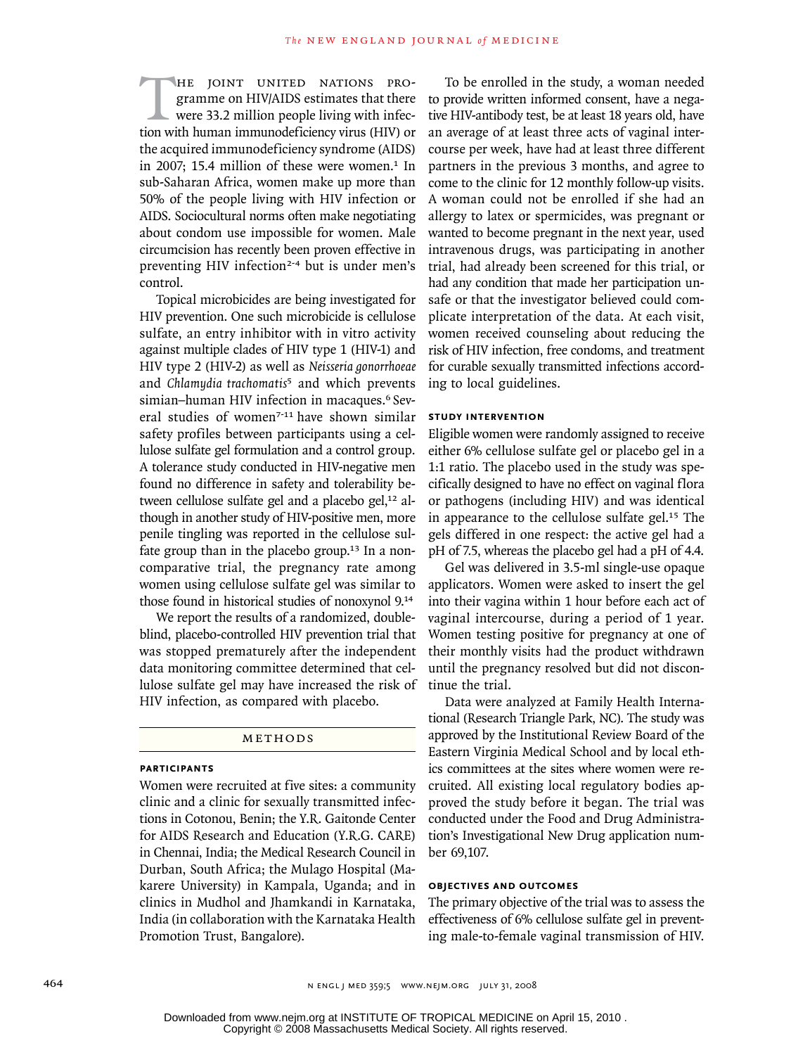The Joint United Nations Programme on HIV/AIDS estimates that there were 33.2 million people living with infection with human immunodeficiency virus (HIV) or the acquired immunodeficiency syndrome (AIDS) in 2007; 15.4 million of these were women.[1] In sub-Saharan Africa, women make up more than 50% of the people living with HIV infection or AIDS. Sociocultural norms often make negotiating about condom use impossible for women. Male circumcision has recently been proven effective in preventing HIV infection[2-4] but is under men's control.

Topical microbicides are being investigated for HIV prevention. One such microbicide is cellulose sulfate, an entry inhibitor with in vitro activity against multiple clades of HIV type 1 (HIV-1) and HIV type 2 (HIV-2) as well as *Neisseria gonorrhoeae* and *Chlamydia trachomatis*[5] and which prevents simian–human HIV infection in macaques.[6] Several studies of women[7-11] have shown similar safety profiles between participants using a cellulose sulfate gel formulation and a control group. A tolerance study conducted in HIV-negative men found no difference in safety and tolerability between cellulose sulfate gel and a placebo gel,[12] although in another study of HIV-positive men, more penile tingling was reported in the cellulose sulfate group than in the placebo group.[13] In a noncomparative trial, the pregnancy rate among women using cellulose sulfate gel was similar to those found in historical studies of nonoxynol 9.[14]

We report the results of a randomized, double-blind, placebo-controlled HIV prevention trial that was stopped prematurely after the independent data monitoring committee determined that cellulose sulfate gel may have increased the risk of HIV infection, as compared with placebo.

## Methods

### Participants

Women were recruited at five sites: a community clinic and a clinic for sexually transmitted infections in Cotonou, Benin; the Y.R. Gaitonde Center for AIDS Research and Education (Y.R.G. CARE) in Chennai, India; the Medical Research Council in Durban, South Africa; the Mulago Hospital (Makarere University) in Kampala, Uganda; and in clinics in Mudhol and Jhamkandi in Karnataka, India (in collaboration with the Karnataka Health Promotion Trust, Bangalore).

To be enrolled in the study, a woman needed to provide written informed consent, have a negative HIV-antibody test, be at least 18 years old, have an average of at least three acts of vaginal intercourse per week, have had at least three different partners in the previous 3 months, and agree to come to the clinic for 12 monthly follow-up visits. A woman could not be enrolled if she had an allergy to latex or spermicides, was pregnant or wanted to become pregnant in the next year, used intravenous drugs, was participating in another trial, had already been screened for this trial, or had any condition that made her participation unsafe or that the investigator believed could complicate interpretation of the data. At each visit, women received counseling about reducing the risk of HIV infection, free condoms, and treatment for curable sexually transmitted infections according to local guidelines.

### Study Intervention

Eligible women were randomly assigned to receive either 6% cellulose sulfate gel or placebo gel in a 1:1 ratio. The placebo used in the study was specifically designed to have no effect on vaginal flora or pathogens (including HIV) and was identical in appearance to the cellulose sulfate gel.[15] The gels differed in one respect: the active gel had a pH of 7.5, whereas the placebo gel had a pH of 4.4.

Gel was delivered in 3.5-ml single-use opaque applicators. Women were asked to insert the gel into their vagina within 1 hour before each act of vaginal intercourse, during a period of 1 year. Women testing positive for pregnancy at one of their monthly visits had the product withdrawn until the pregnancy resolved but did not discontinue the trial.

Data were analyzed at Family Health International (Research Triangle Park, NC). The study was approved by the Institutional Review Board of the Eastern Virginia Medical School and by local ethics committees at the sites where women were recruited. All existing local regulatory bodies approved the study before it began. The trial was conducted under the Food and Drug Administration's Investigational New Drug application number 69,107.

### Objectives and Outcomes

The primary objective of the trial was to assess the effectiveness of 6% cellulose sulfate gel in preventing male-to-female vaginal transmission of HIV.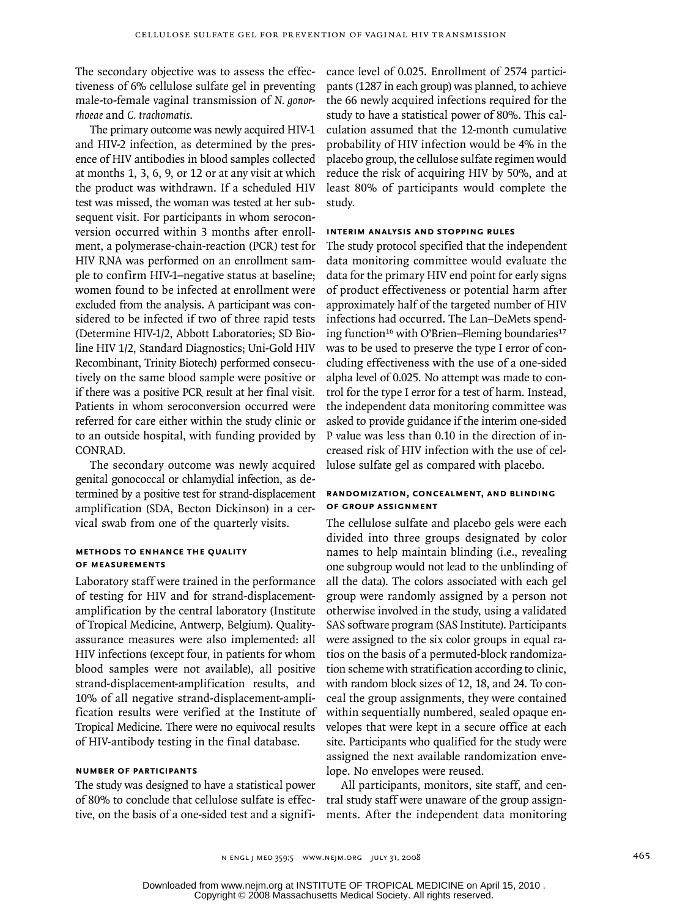The secondary objective was to assess the effectiveness of 6% cellulose sulfate gel in preventing male-to-female vaginal transmission of *N. gonorrhoeae* and *C. trachomatis*.

The primary outcome was newly acquired HIV-1 and HIV-2 infection, as determined by the presence of HIV antibodies in blood samples collected at months 1, 3, 6, 9, or 12 or at any visit at which the product was withdrawn. If a scheduled HIV test was missed, the woman was tested at her subsequent visit. For participants in whom seroconversion occurred within 3 months after enrollment, a polymerase-chain-reaction (PCR) test for HIV RNA was performed on an enrollment sample to confirm HIV-1–negative status at baseline; women found to be infected at enrollment were excluded from the analysis. A participant was considered to be infected if two of three rapid tests (Determine HIV-1/2, Abbott Laboratories; SD Bioline HIV 1/2, Standard Diagnostics; Uni-Gold HIV Recombinant, Trinity Biotech) performed consecutively on the same blood sample were positive or if there was a positive PCR result at her final visit. Patients in whom seroconversion occurred were referred for care either within the study clinic or to an outside hospital, with funding provided by CONRAD.

The secondary outcome was newly acquired genital gonococcal or chlamydial infection, as determined by a positive test for strand-displacement amplification (SDA, Becton Dickinson) in a cervical swab from one of the quarterly visits.

### Methods to Enhance the Quality of Measurements

Laboratory staff were trained in the performance of testing for HIV and for strand-displacement-amplification by the central laboratory (Institute of Tropical Medicine, Antwerp, Belgium). Quality-assurance measures were also implemented: all HIV infections (except four, in patients for whom blood samples were not available), all positive strand-displacement-amplification results, and 10% of all negative strand-displacement-amplification results were verified at the Institute of Tropical Medicine. There were no equivocal results of HIV-antibody testing in the final database.

### Number of Participants

The study was designed to have a statistical power of 80% to conclude that cellulose sulfate is effective, on the basis of a one-sided test and a significance level of 0.025. Enrollment of 2574 participants (1287 in each group) was planned, to achieve the 66 newly acquired infections required for the study to have a statistical power of 80%. This calculation assumed that the 12-month cumulative probability of HIV infection would be 4% in the placebo group, the cellulose sulfate regimen would reduce the risk of acquiring HIV by 50%, and at least 80% of participants would complete the study.

### Interim Analysis and Stopping Rules

The study protocol specified that the independent data monitoring committee would evaluate the data for the primary HIV end point for early signs of product effectiveness or potential harm after approximately half of the targeted number of HIV infections had occurred. The Lan–DeMets spending function[16] with O'Brien–Fleming boundaries[17] was to be used to preserve the type I error of concluding effectiveness with the use of a one-sided alpha level of 0.025. No attempt was made to control for the type I error for a test of harm. Instead, the independent data monitoring committee was asked to provide guidance if the interim one-sided P value was less than 0.10 in the direction of increased risk of HIV infection with the use of cellulose sulfate gel as compared with placebo.

### Randomization, Concealment, and Blinding of Group Assignment

The cellulose sulfate and placebo gels were each divided into three groups designated by color names to help maintain blinding (i.e., revealing one subgroup would not lead to the unblinding of all the data). The colors associated with each gel group were randomly assigned by a person not otherwise involved in the study, using a validated SAS software program (SAS Institute). Participants were assigned to the six color groups in equal ratios on the basis of a permuted-block randomization scheme with stratification according to clinic, with random block sizes of 12, 18, and 24. To conceal the group assignments, they were contained within sequentially numbered, sealed opaque envelopes that were kept in a secure office at each site. Participants who qualified for the study were assigned the next available randomization envelope. No envelopes were reused.

All participants, monitors, site staff, and central study staff were unaware of the group assignments. After the independent data monitoring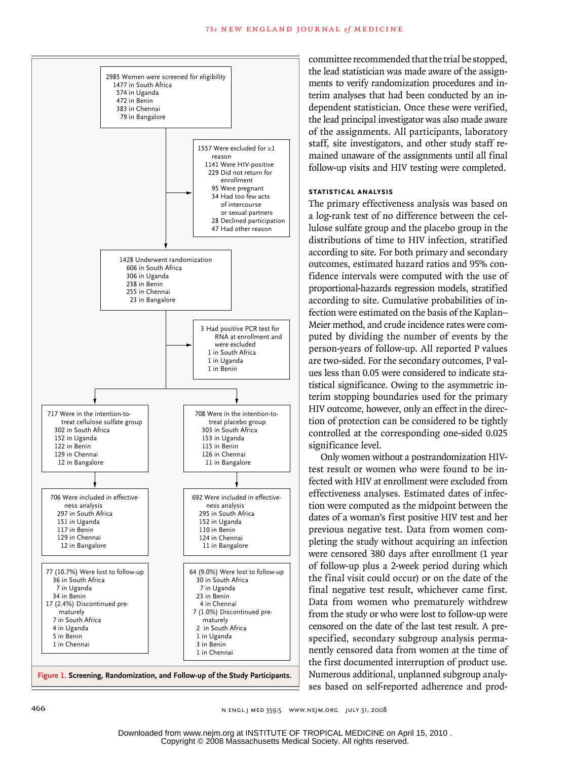2985 Women were screened for eligibility
- 1477 in South Africa
- 574 in Uganda
- 472 in Benin
- 383 in Chennai
- 79 in Bangalore

1557 Were excluded for ≥1 reason
- 1141 Were HIV-positive
- 229 Did not return for enrollment
- 95 Were pregnant
- 34 Had too few acts of intercourse or sexual partners
- 28 Declined participation
- 47 Had other reason

1428 Underwent randomization
- 606 in South Africa
- 306 in Uganda
- 238 in Benin
- 255 in Chennai
- 23 in Bangalore

3 Had positive PCR test for RNA at enrollment and were excluded
- 1 in South Africa
- 1 in Uganda
- 1 in Benin

717 Were in the intention-to-treat cellulose sulfate group
- 302 in South Africa
- 152 in Uganda
- 122 in Benin
- 129 in Chennai
- 12 in Bangalore

708 Were in the intention-to-treat placebo group
- 303 in South Africa
- 153 in Uganda
- 115 in Benin
- 126 in Chennai
- 11 in Bangalore

706 Were included in effectiveness analysis
- 297 in South Africa
- 151 in Uganda
- 117 in Benin
- 129 in Chennai
- 12 in Bangalore

692 Were included in effectiveness analysis
- 295 in South Africa
- 152 in Uganda
- 110 in Benin
- 124 in Chennai
- 11 in Bangalore

77 (10.7%) Were lost to follow-up
- 36 in South Africa
- 7 in Uganda
- 34 in Benin

17 (2.4%) Discontinued prematurely
- 7 in South Africa
- 4 in Uganda
- 5 in Benin
- 1 in Chennai

64 (9.0%) Were lost to follow-up
- 30 in South Africa
- 7 in Uganda
- 23 in Benin
- 4 in Chennai

7 (1.0%) Discontinued prematurely
- 2 in South Africa
- 1 in Uganda
- 3 in Benin
- 1 in Chennai

**Figure 1. Screening, Randomization, and Follow-up of the Study Participants.**

committee recommended that the trial be stopped, the lead statistician was made aware of the assignments to verify randomization procedures and interim analyses that had been conducted by an independent statistician. Once these were verified, the lead principal investigator was also made aware of the assignments. All participants, laboratory staff, site investigators, and other study staff remained unaware of the assignments until all final follow-up visits and HIV testing were completed.

### STATISTICAL ANALYSIS

The primary effectiveness analysis was based on a log-rank test of no difference between the cellulose sulfate group and the placebo group in the distributions of time to HIV infection, stratified according to site. For both primary and secondary outcomes, estimated hazard ratios and 95% confidence intervals were computed with the use of proportional-hazards regression models, stratified according to site. Cumulative probabilities of infection were estimated on the basis of the Kaplan–Meier method, and crude incidence rates were computed by dividing the number of events by the person-years of follow-up. All reported P values are two-sided. For the secondary outcomes, P values less than 0.05 were considered to indicate statistical significance. Owing to the asymmetric interim stopping boundaries used for the primary HIV outcome, however, only an effect in the direction of protection can be considered to be tightly controlled at the corresponding one-sided 0.025 significance level.

Only women without a postrandomization HIV-test result or women who were found to be infected with HIV at enrollment were excluded from effectiveness analyses. Estimated dates of infection were computed as the midpoint between the dates of a woman's first positive HIV test and her previous negative test. Data from women completing the study without acquiring an infection were censored 380 days after enrollment (1 year of follow-up plus a 2-week period during which the final visit could occur) or on the date of the final negative test result, whichever came first. Data from women who prematurely withdrew from the study or who were lost to follow-up were censored on the date of the last test result. A prespecified, secondary subgroup analysis permanently censored data from women at the time of the first documented interruption of product use. Numerous additional, unplanned subgroup analyses based on self-reported adherence and prod-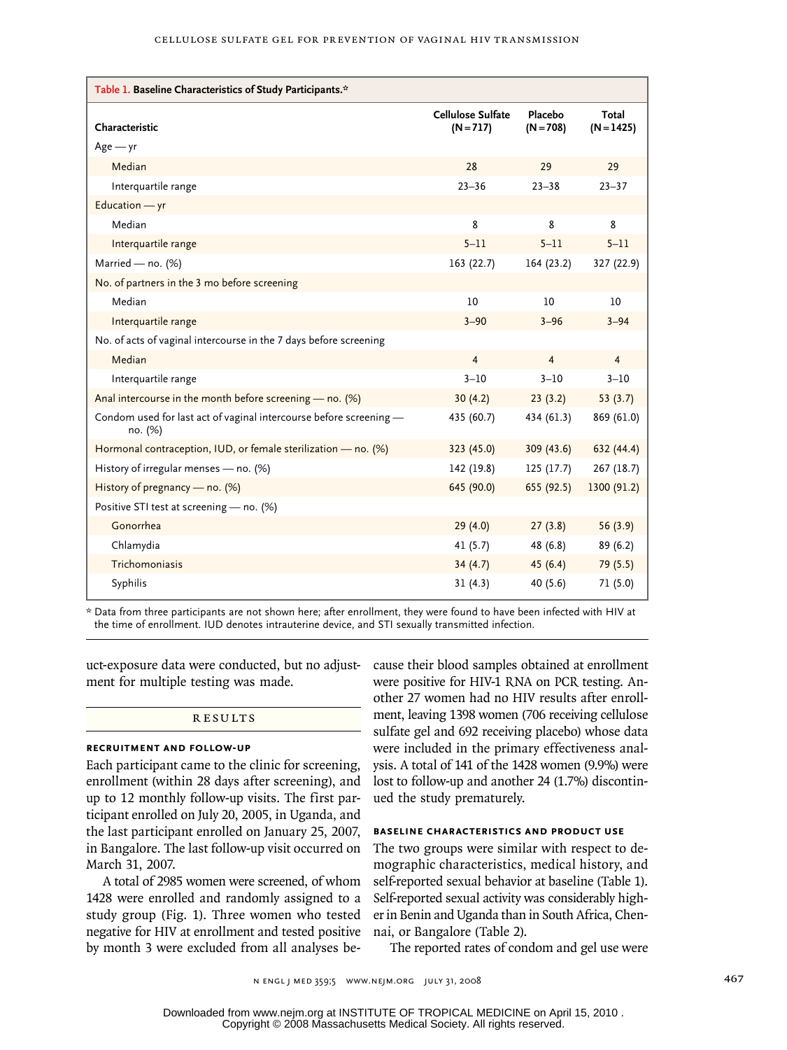**Table 1. Baseline Characteristics of Study Participants.***

| Characteristic | Cellulose Sulfate (N=717) | Placebo (N=708) | Total (N=1425) |
|---|---|---|---|
| Age — yr | | | |
| Median | 28 | 29 | 29 |
| Interquartile range | 23–36 | 23–38 | 23–37 |
| Education — yr | | | |
| Median | 8 | 8 | 8 |
| Interquartile range | 5–11 | 5–11 | 5–11 |
| Married — no. (%) | 163 (22.7) | 164 (23.2) | 327 (22.9) |
| No. of partners in the 3 mo before screening | | | |
| Median | 10 | 10 | 10 |
| Interquartile range | 3–90 | 3–96 | 3–94 |
| No. of acts of vaginal intercourse in the 7 days before screening | | | |
| Median | 4 | 4 | 4 |
| Interquartile range | 3–10 | 3–10 | 3–10 |
| Anal intercourse in the month before screening — no. (%) | 30 (4.2) | 23 (3.2) | 53 (3.7) |
| Condom used for last act of vaginal intercourse before screening — no. (%) | 435 (60.7) | 434 (61.3) | 869 (61.0) |
| Hormonal contraception, IUD, or female sterilization — no. (%) | 323 (45.0) | 309 (43.6) | 632 (44.4) |
| History of irregular menses — no. (%) | 142 (19.8) | 125 (17.7) | 267 (18.7) |
| History of pregnancy — no. (%) | 645 (90.0) | 655 (92.5) | 1300 (91.2) |
| Positive STI test at screening — no. (%) | | | |
| Gonorrhea | 29 (4.0) | 27 (3.8) | 56 (3.9) |
| Chlamydia | 41 (5.7) | 48 (6.8) | 89 (6.2) |
| Trichomoniasis | 34 (4.7) | 45 (6.4) | 79 (5.5) |
| Syphilis | 31 (4.3) | 40 (5.6) | 71 (5.0) |

\* Data from three participants are not shown here; after enrollment, they were found to have been infected with HIV at the time of enrollment. IUD denotes intrauterine device, and STI sexually transmitted infection.

uct-exposure data were conducted, but no adjustment for multiple testing was made.

## Results

### Recruitment and Follow-up

Each participant came to the clinic for screening, enrollment (within 28 days after screening), and up to 12 monthly follow-up visits. The first participant enrolled on July 20, 2005, in Uganda, and the last participant enrolled on January 25, 2007, in Bangalore. The last follow-up visit occurred on March 31, 2007.

A total of 2985 women were screened, of whom 1428 were enrolled and randomly assigned to a study group (Fig. 1). Three women who tested negative for HIV at enrollment and tested positive by month 3 were excluded from all analyses because their blood samples obtained at enrollment were positive for HIV-1 RNA on PCR testing. Another 27 women had no HIV results after enrollment, leaving 1398 women (706 receiving cellulose sulfate gel and 692 receiving placebo) whose data were included in the primary effectiveness analysis. A total of 141 of the 1428 women (9.9%) were lost to follow-up and another 24 (1.7%) discontinued the study prematurely.

### Baseline Characteristics and Product Use

The two groups were similar with respect to demographic characteristics, medical history, and self-reported sexual behavior at baseline (Table 1). Self-reported sexual activity was considerably higher in Benin and Uganda than in South Africa, Chennai, or Bangalore (Table 2).

The reported rates of condom and gel use were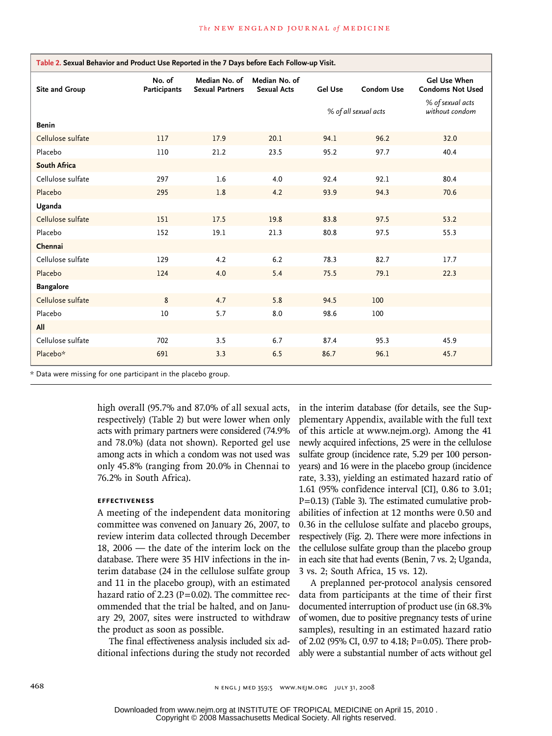**Table 2.** Sexual Behavior and Product Use Reported in the 7 Days before Each Follow-up Visit.

| Site and Group | No. of Participants | Median No. of Sexual Partners | Median No. of Sexual Acts | Gel Use | Condom Use | Gel Use When Condoms Not Used |
|---|---|---|---|---|---|---|
| | | | | *% of all sexual acts* | | *% of sexual acts without condom* |
| **Benin** | | | | | | |
| Cellulose sulfate | 117 | 17.9 | 20.1 | 94.1 | 96.2 | 32.0 |
| Placebo | 110 | 21.2 | 23.5 | 95.2 | 97.7 | 40.4 |
| **South Africa** | | | | | | |
| Cellulose sulfate | 297 | 1.6 | 4.0 | 92.4 | 92.1 | 80.4 |
| Placebo | 295 | 1.8 | 4.2 | 93.9 | 94.3 | 70.6 |
| **Uganda** | | | | | | |
| Cellulose sulfate | 151 | 17.5 | 19.8 | 83.8 | 97.5 | 53.2 |
| Placebo | 152 | 19.1 | 21.3 | 80.8 | 97.5 | 55.3 |
| **Chennai** | | | | | | |
| Cellulose sulfate | 129 | 4.2 | 6.2 | 78.3 | 82.7 | 17.7 |
| Placebo | 124 | 4.0 | 5.4 | 75.5 | 79.1 | 22.3 |
| **Bangalore** | | | | | | |
| Cellulose sulfate | 8 | 4.7 | 5.8 | 94.5 | 100 | |
| Placebo | 10 | 5.7 | 8.0 | 98.6 | 100 | |
| **All** | | | | | | |
| Cellulose sulfate | 702 | 3.5 | 6.7 | 87.4 | 95.3 | 45.9 |
| Placebo* | 691 | 3.3 | 6.5 | 86.7 | 96.1 | 45.7 |

\* Data were missing for one participant in the placebo group.

high overall (95.7% and 87.0% of all sexual acts, respectively) (Table 2) but were lower when only acts with primary partners were considered (74.9% and 78.0%) (data not shown). Reported gel use among acts in which a condom was not used was only 45.8% (ranging from 20.0% in Chennai to 76.2% in South Africa).

### EFFECTIVENESS

A meeting of the independent data monitoring committee was convened on January 26, 2007, to review interim data collected through December 18, 2006 — the date of the interim lock on the database. There were 35 HIV infections in the interim database (24 in the cellulose sulfate group and 11 in the placebo group), with an estimated hazard ratio of 2.23 (P=0.02). The committee recommended that the trial be halted, and on January 29, 2007, sites were instructed to withdraw the product as soon as possible.

The final effectiveness analysis included six additional infections during the study not recorded in the interim database (for details, see the Supplementary Appendix, available with the full text of this article at www.nejm.org). Among the 41 newly acquired infections, 25 were in the cellulose sulfate group (incidence rate, 5.29 per 100 person-years) and 16 were in the placebo group (incidence rate, 3.33), yielding an estimated hazard ratio of 1.61 (95% confidence interval [CI], 0.86 to 3.01; P=0.13) (Table 3). The estimated cumulative probabilities of infection at 12 months were 0.50 and 0.36 in the cellulose sulfate and placebo groups, respectively (Fig. 2). There were more infections in the cellulose sulfate group than the placebo group in each site that had events (Benin, 7 vs. 2; Uganda, 3 vs. 2; South Africa, 15 vs. 12).

A preplanned per-protocol analysis censored data from participants at the time of their first documented interruption of product use (in 68.3% of women, due to positive pregnancy tests of urine samples), resulting in an estimated hazard ratio of 2.02 (95% CI, 0.97 to 4.18; P=0.05). There probably were a substantial number of acts without gel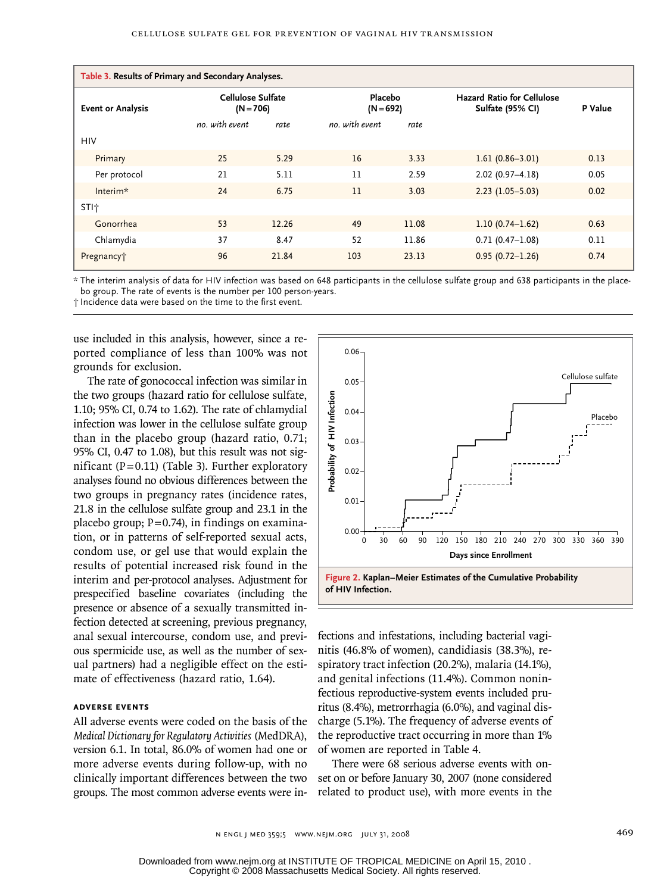**Table 3. Results of Primary and Secondary Analyses.**

| Event or Analysis | Cellulose Sulfate (N=706) | | Placebo (N=692) | | Hazard Ratio for Cellulose Sulfate (95% CI) | P Value |
|---|---|---|---|---|---|---|
| | *no. with event* | *rate* | *no. with event* | *rate* | | |
| HIV | | | | | | |
| Primary | 25 | 5.29 | 16 | 3.33 | 1.61 (0.86–3.01) | 0.13 |
| Per protocol | 21 | 5.11 | 11 | 2.59 | 2.02 (0.97–4.18) | 0.05 |
| Interim* | 24 | 6.75 | 11 | 3.03 | 2.23 (1.05–5.03) | 0.02 |
| STI† | | | | | | |
| Gonorrhea | 53 | 12.26 | 49 | 11.08 | 1.10 (0.74–1.62) | 0.63 |
| Chlamydia | 37 | 8.47 | 52 | 11.86 | 0.71 (0.47–1.08) | 0.11 |
| Pregnancy† | 96 | 21.84 | 103 | 23.13 | 0.95 (0.72–1.26) | 0.74 |

\* The interim analysis of data for HIV infection was based on 648 participants in the cellulose sulfate group and 638 participants in the placebo group. The rate of events is the number per 100 person-years.

† Incidence data were based on the time to the first event.

use included in this analysis, however, since a reported compliance of less than 100% was not grounds for exclusion.

The rate of gonococcal infection was similar in the two groups (hazard ratio for cellulose sulfate, 1.10; 95% CI, 0.74 to 1.62). The rate of chlamydial infection was lower in the cellulose sulfate group than in the placebo group (hazard ratio, 0.71; 95% CI, 0.47 to 1.08), but this result was not significant (P=0.11) (Table 3). Further exploratory analyses found no obvious differences between the two groups in pregnancy rates (incidence rates, 21.8 in the cellulose sulfate group and 23.1 in the placebo group; P=0.74), in findings on examination, or in patterns of self-reported sexual acts, condom use, or gel use that would explain the results of potential increased risk found in the interim and per-protocol analyses. Adjustment for prespecified baseline covariates (including the presence or absence of a sexually transmitted infection detected at screening, previous pregnancy, anal sexual intercourse, condom use, and previous spermicide use, as well as the number of sexual partners) had a negligible effect on the estimate of effectiveness (hazard ratio, 1.64).

**Figure 2. Kaplan–Meier Estimates of the Cumulative Probability of HIV Infection.**

### ADVERSE EVENTS

All adverse events were coded on the basis of the *Medical Dictionary for Regulatory Activities* (MedDRA), version 6.1. In total, 86.0% of women had one or more adverse events during follow-up, with no clinically important differences between the two groups. The most common adverse events were infections and infestations, including bacterial vaginitis (46.8% of women), candidiasis (38.3%), respiratory tract infection (20.2%), malaria (14.1%), and genital infections (11.4%). Common noninfectious reproductive-system events included pruritus (8.4%), metrorrhagia (6.0%), and vaginal discharge (5.1%). The frequency of adverse events of the reproductive tract occurring in more than 1% of women are reported in Table 4.

There were 68 serious adverse events with onset on or before January 30, 2007 (none considered related to product use), with more events in the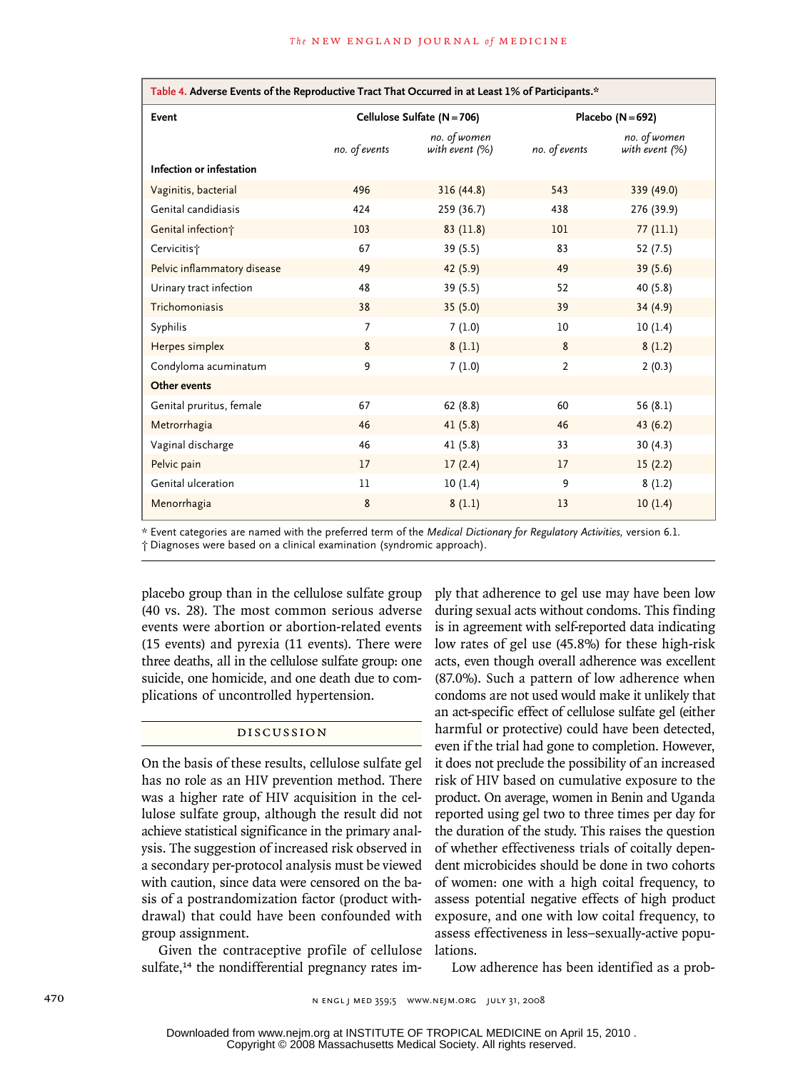**Table 4. Adverse Events of the Reproductive Tract That Occurred in at Least 1% of Participants.***

| Event | Cellulose Sulfate (N=706) | | Placebo (N=692) | |
|---|---|---|---|---|
| | *no. of events* | *no. of women with event (%)* | *no. of events* | *no. of women with event (%)* |
| **Infection or infestation** | | | | |
| Vaginitis, bacterial | 496 | 316 (44.8) | 543 | 339 (49.0) |
| Genital candidiasis | 424 | 259 (36.7) | 438 | 276 (39.9) |
| Genital infection† | 103 | 83 (11.8) | 101 | 77 (11.1) |
| Cervicitis† | 67 | 39 (5.5) | 83 | 52 (7.5) |
| Pelvic inflammatory disease | 49 | 42 (5.9) | 49 | 39 (5.6) |
| Urinary tract infection | 48 | 39 (5.5) | 52 | 40 (5.8) |
| Trichomoniasis | 38 | 35 (5.0) | 39 | 34 (4.9) |
| Syphilis | 7 | 7 (1.0) | 10 | 10 (1.4) |
| Herpes simplex | 8 | 8 (1.1) | 8 | 8 (1.2) |
| Condyloma acuminatum | 9 | 7 (1.0) | 2 | 2 (0.3) |
| **Other events** | | | | |
| Genital pruritus, female | 67 | 62 (8.8) | 60 | 56 (8.1) |
| Metrorrhagia | 46 | 41 (5.8) | 46 | 43 (6.2) |
| Vaginal discharge | 46 | 41 (5.8) | 33 | 30 (4.3) |
| Pelvic pain | 17 | 17 (2.4) | 17 | 15 (2.2) |
| Genital ulceration | 11 | 10 (1.4) | 9 | 8 (1.2) |
| Menorrhagia | 8 | 8 (1.1) | 13 | 10 (1.4) |

\* Event categories are named with the preferred term of the *Medical Dictionary for Regulatory Activities,* version 6.1.
† Diagnoses were based on a clinical examination (syndromic approach).

placebo group than in the cellulose sulfate group (40 vs. 28). The most common serious adverse events were abortion or abortion-related events (15 events) and pyrexia (11 events). There were three deaths, all in the cellulose sulfate group: one suicide, one homicide, and one death due to complications of uncontrolled hypertension.

## DISCUSSION

On the basis of these results, cellulose sulfate gel has no role as an HIV prevention method. There was a higher rate of HIV acquisition in the cellulose sulfate group, although the result did not achieve statistical significance in the primary analysis. The suggestion of increased risk observed in a secondary per-protocol analysis must be viewed with caution, since data were censored on the basis of a postrandomization factor (product withdrawal) that could have been confounded with group assignment.

Given the contraceptive profile of cellulose sulfate,[14] the nondifferential pregnancy rates imply that adherence to gel use may have been low during sexual acts without condoms. This finding is in agreement with self-reported data indicating low rates of gel use (45.8%) for these high-risk acts, even though overall adherence was excellent (87.0%). Such a pattern of low adherence when condoms are not used would make it unlikely that an act-specific effect of cellulose sulfate gel (either harmful or protective) could have been detected, even if the trial had gone to completion. However, it does not preclude the possibility of an increased risk of HIV based on cumulative exposure to the product. On average, women in Benin and Uganda reported using gel two to three times per day for the duration of the study. This raises the question of whether effectiveness trials of coitally dependent microbicides should be done in two cohorts of women: one with a high coital frequency, to assess potential negative effects of high product exposure, and one with low coital frequency, to assess effectiveness in less–sexually-active populations.

Low adherence has been identified as a prob-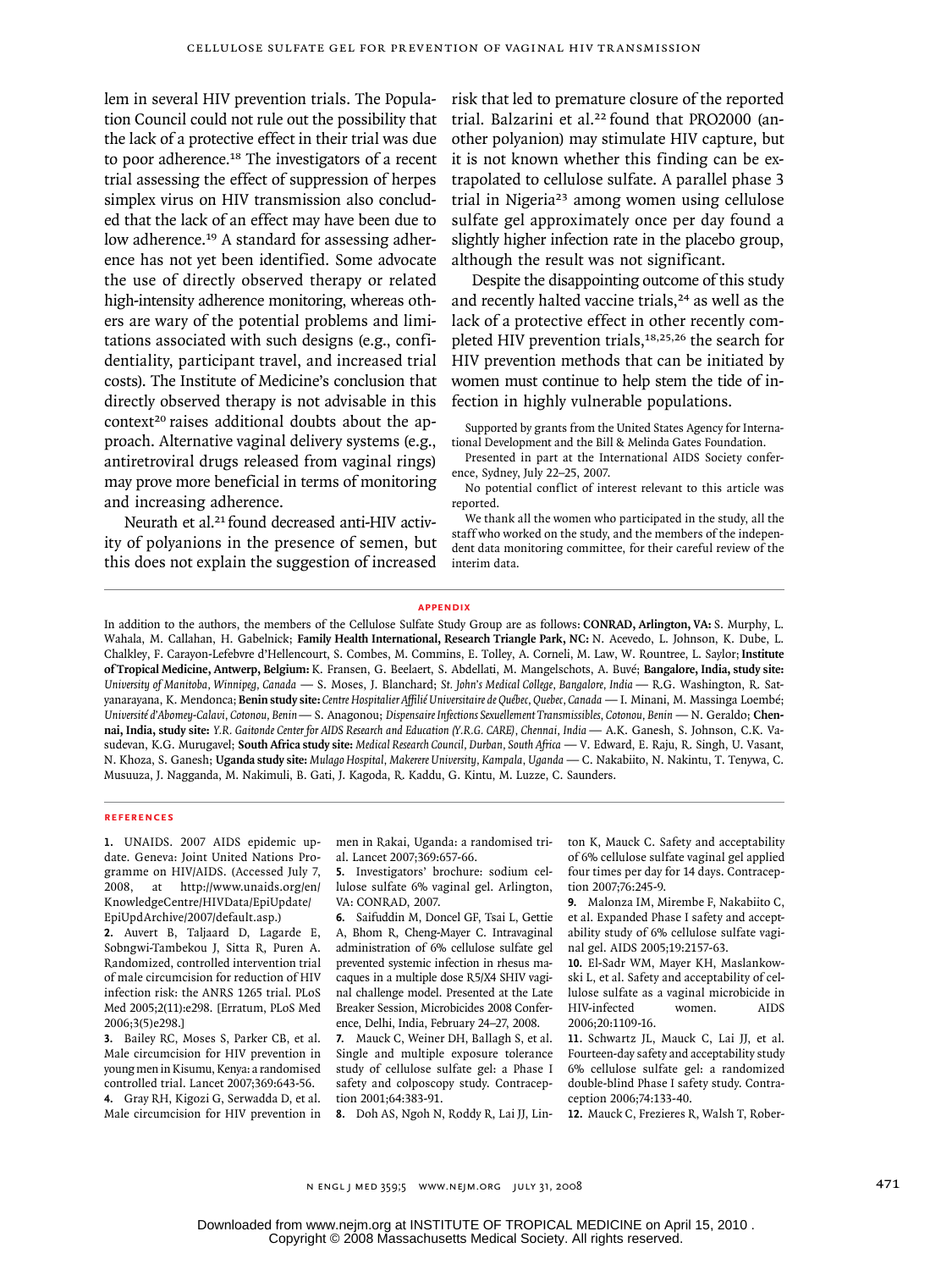lem in several HIV prevention trials. The Population Council could not rule out the possibility that the lack of a protective effect in their trial was due to poor adherence.[18] The investigators of a recent trial assessing the effect of suppression of herpes simplex virus on HIV transmission also concluded that the lack of an effect may have been due to low adherence.[19] A standard for assessing adherence has not yet been identified. Some advocate the use of directly observed therapy or related high-intensity adherence monitoring, whereas others are wary of the potential problems and limitations associated with such designs (e.g., confidentiality, participant travel, and increased trial costs). The Institute of Medicine's conclusion that directly observed therapy is not advisable in this context[20] raises additional doubts about the approach. Alternative vaginal delivery systems (e.g., antiretroviral drugs released from vaginal rings) may prove more beneficial in terms of monitoring and increasing adherence.

Neurath et al.[21] found decreased anti-HIV activity of polyanions in the presence of semen, but this does not explain the suggestion of increased risk that led to premature closure of the reported trial. Balzarini et al.[22] found that PRO2000 (another polyanion) may stimulate HIV capture, but it is not known whether this finding can be extrapolated to cellulose sulfate. A parallel phase 3 trial in Nigeria[23] among women using cellulose sulfate gel approximately once per day found a slightly higher infection rate in the placebo group, although the result was not significant.

Despite the disappointing outcome of this study and recently halted vaccine trials,[24] as well as the lack of a protective effect in other recently completed HIV prevention trials,[18,25,26] the search for HIV prevention methods that can be initiated by women must continue to help stem the tide of infection in highly vulnerable populations.

Supported by grants from the United States Agency for International Development and the Bill & Melinda Gates Foundation.

Presented in part at the International AIDS Society conference, Sydney, July 22–25, 2007.

No potential conflict of interest relevant to this article was reported.

We thank all the women who participated in the study, all the staff who worked on the study, and the members of the independent data monitoring committee, for their careful review of the interim data.

## APPENDIX

In addition to the authors, the members of the Cellulose Sulfate Study Group are as follows: **CONRAD, Arlington, VA:** S. Murphy, L. Wahala, M. Callahan, H. Gabelnick; **Family Health International, Research Triangle Park, NC:** N. Acevedo, L. Johnson, K. Dube, L. Chalkley, F. Carayon-Lefebvre d'Hellencourt, S. Combes, M. Commins, E. Tolley, A. Corneli, M. Law, W. Rountree, L. Saylor; **Institute of Tropical Medicine, Antwerp, Belgium:** K. Fransen, G. Beelaert, S. Abdellati, M. Mangelschots, A. Buvé; **Bangalore, India, study site:** *University of Manitoba, Winnipeg, Canada* — S. Moses, J. Blanchard; *St. John's Medical College, Bangalore, India* — R.G. Washington, R. Satyanarayana, K. Mendonca; **Benin study site:** *Centre Hospitalier Affilié Universitaire de Québec, Quebec, Canada* — I. Minani, M. Massinga Loembé; *Université d'Abomey-Calavi, Cotonou, Benin* — S. Anagonou; *Dispensaire Infections Sexuellement Transmissibles, Cotonou, Benin* — N. Geraldo; **Chennai, India, study site:** *Y.R. Gaitonde Center for AIDS Research and Education (Y.R.G. CARE), Chennai, India* — A.K. Ganesh, S. Johnson, C.K. Vasudevan, K.G. Murugavel; **South Africa study site:** *Medical Research Council, Durban, South Africa* — V. Edward, E. Raju, R. Singh, U. Vasant, N. Khoza, S. Ganesh; **Uganda study site:** *Mulago Hospital, Makerere University, Kampala, Uganda* — C. Nakabiito, N. Nakintu, T. Tenywa, C. Musuuza, J. Nagganda, M. Nakimuli, B. Gati, J. Kagoda, R. Kaddu, G. Kintu, M. Luzze, C. Saunders.

## REFERENCES

1. UNAIDS. 2007 AIDS epidemic update. Geneva: Joint United Nations Programme on HIV/AIDS. (Accessed July 7, 2008, at http://www.unaids.org/en/KnowledgeCentre/HIVData/EpiUpdate/EpiUpdArchive/2007/default.asp.)
2. Auvert B, Taljaard D, Lagarde E, Sobngwi-Tambekou J, Sitta R, Puren A. Randomized, controlled intervention trial of male circumcision for reduction of HIV infection risk: the ANRS 1265 trial. PLoS Med 2005;2(11):e298. [Erratum, PLoS Med 2006;3(5)e298.]
3. Bailey RC, Moses S, Parker CB, et al. Male circumcision for HIV prevention in young men in Kisumu, Kenya: a randomised controlled trial. Lancet 2007;369:643-56.
4. Gray RH, Kigozi G, Serwadda D, et al. Male circumcision for HIV prevention in men in Rakai, Uganda: a randomised trial. Lancet 2007;369:657-66.
5. Investigators' brochure: sodium cellulose sulfate 6% vaginal gel. Arlington, VA: CONRAD, 2007.
6. Saifuddin M, Doncel GF, Tsai L, Gettie A, Bhom R, Cheng-Mayer C. Intravaginal administration of 6% cellulose sulfate gel prevented systemic infection in rhesus macaques in a multiple dose R5/X4 SHIV vaginal challenge model. Presented at the Late Breaker Session, Microbicides 2008 Conference, Delhi, India, February 24–27, 2008.
7. Mauck C, Weiner DH, Ballagh S, et al. Single and multiple exposure tolerance study of cellulose sulfate gel: a Phase I safety and colposcopy study. Contraception 2001;64:383-91.
8. Doh AS, Ngoh N, Roddy R, Lai JJ, Linton K, Mauck C. Safety and acceptability of 6% cellulose sulfate vaginal gel applied four times per day for 14 days. Contraception 2007;76:245-9.
9. Malonza IM, Mirembe F, Nakabiito C, et al. Expanded Phase I safety and acceptability study of 6% cellulose sulfate vaginal gel. AIDS 2005;19:2157-63.
10. El-Sadr WM, Mayer KH, Maslankowski L, et al. Safety and acceptability of cellulose sulfate as a vaginal microbicide in HIV-infected women. AIDS 2006;20:1109-16.
11. Schwartz JL, Mauck C, Lai JJ, et al. Fourteen-day safety and acceptability study 6% cellulose sulfate gel: a randomized double-blind Phase I safety study. Contraception 2006;74:133-40.
12. Mauck C, Frezieres R, Walsh T, Rober-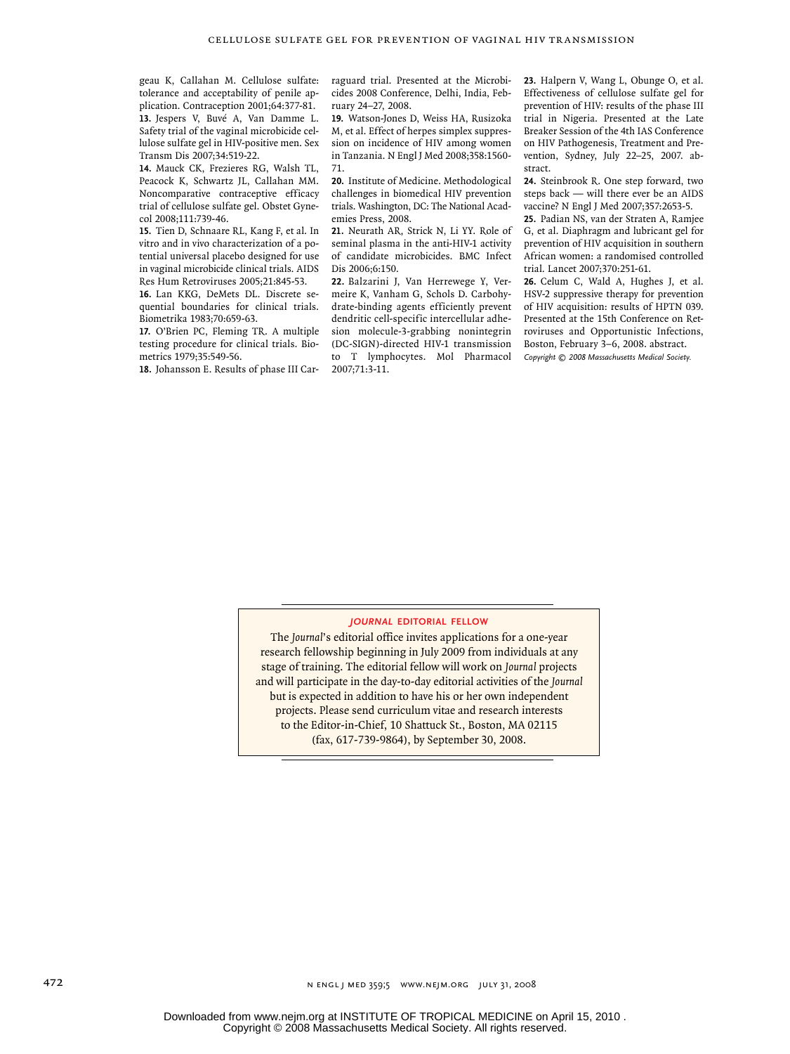geau K, Callahan M. Cellulose sulfate: tolerance and acceptability of penile application. Contraception 2001;64:377-81.

**13.** Jespers V, Buvé A, Van Damme L. Safety trial of the vaginal microbicide cellulose sulfate gel in HIV-positive men. Sex Transm Dis 2007;34:519-22.

**14.** Mauck CK, Frezieres RG, Walsh TL, Peacock K, Schwartz JL, Callahan MM. Noncomparative contraceptive efficacy trial of cellulose sulfate gel. Obstet Gynecol 2008;111:739-46.

**15.** Tien D, Schnaare RL, Kang F, et al. In vitro and in vivo characterization of a potential universal placebo designed for use in vaginal microbicide clinical trials. AIDS Res Hum Retroviruses 2005;21:845-53.

**16.** Lan KKG, DeMets DL. Discrete sequential boundaries for clinical trials. Biometrika 1983;70:659-63.

**17.** O'Brien PC, Fleming TR. A multiple testing procedure for clinical trials. Biometrics 1979;35:549-56.

**18.** Johansson E. Results of phase III Carraguard trial. Presented at the Microbicides 2008 Conference, Delhi, India, February 24–27, 2008.

**19.** Watson-Jones D, Weiss HA, Rusizoka M, et al. Effect of herpes simplex suppression on incidence of HIV among women in Tanzania. N Engl J Med 2008;358:1560-71.

**20.** Institute of Medicine. Methodological challenges in biomedical HIV prevention trials. Washington, DC: The National Academies Press, 2008.

**21.** Neurath AR, Strick N, Li YY. Role of seminal plasma in the anti-HIV-1 activity of candidate microbicides. BMC Infect Dis 2006;6:150.

**22.** Balzarini J, Van Herrewege Y, Vermeire K, Vanham G, Schols D. Carbohydrate-binding agents efficiently prevent dendritic cell-specific intercellular adhesion molecule-3-grabbing nonintegrin (DC-SIGN)-directed HIV-1 transmission to T lymphocytes. Mol Pharmacol 2007;71:3-11.

**23.** Halpern V, Wang L, Obunge O, et al. Effectiveness of cellulose sulfate gel for prevention of HIV: results of the phase III trial in Nigeria. Presented at the Late Breaker Session of the 4th IAS Conference on HIV Pathogenesis, Treatment and Prevention, Sydney, July 22–25, 2007. abstract.

**24.** Steinbrook R. One step forward, two steps back — will there ever be an AIDS vaccine? N Engl J Med 2007;357:2653-5.

**25.** Padian NS, van der Straten A, Ramjee G, et al. Diaphragm and lubricant gel for prevention of HIV acquisition in southern African women: a randomised controlled trial. Lancet 2007;370:251-61.

**26.** Celum C, Wald A, Hughes J, et al. HSV-2 suppressive therapy for prevention of HIV acquisition: results of HPTN 039. Presented at the 15th Conference on Retroviruses and Opportunistic Infections, Boston, February 3–6, 2008. abstract.

*Copyright © 2008 Massachusetts Medical Society.*

### *JOURNAL* EDITORIAL FELLOW

The *Journal*'s editorial office invites applications for a one-year research fellowship beginning in July 2009 from individuals at any stage of training. The editorial fellow will work on *Journal* projects and will participate in the day-to-day editorial activities of the *Journal* but is expected in addition to have his or her own independent projects. Please send curriculum vitae and research interests to the Editor-in-Chief, 10 Shattuck St., Boston, MA 02115 (fax, 617-739-9864), by September 30, 2008.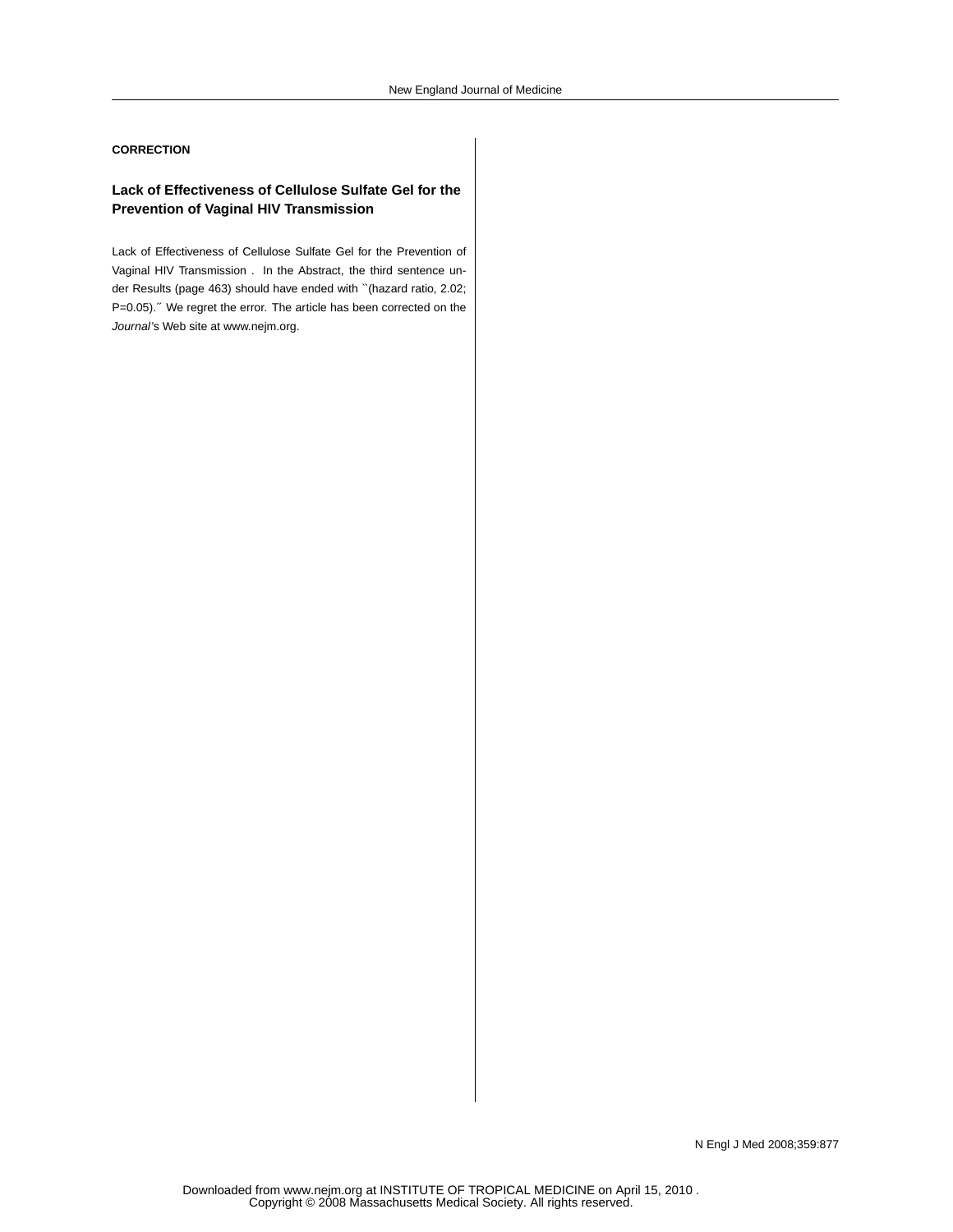**CORRECTION**

## Lack of Effectiveness of Cellulose Sulfate Gel for the Prevention of Vaginal HIV Transmission

Lack of Effectiveness of Cellulose Sulfate Gel for the Prevention of Vaginal HIV Transmission . In the Abstract, the third sentence under Results (page 463) should have ended with ``(hazard ratio, 2.02; P=0.05).´´ We regret the error. The article has been corrected on the *Journal*'s Web site at www.nejm.org.